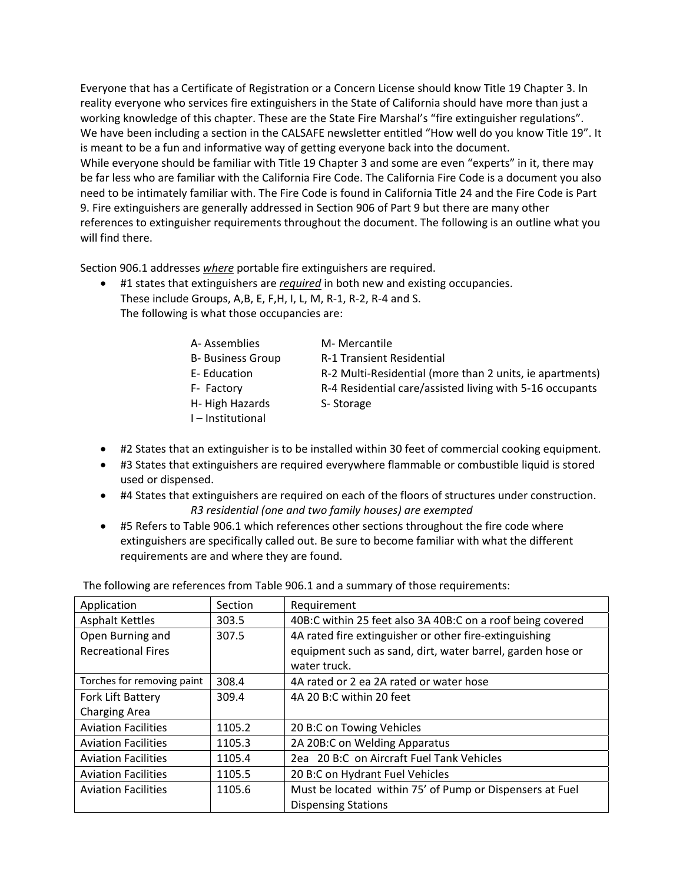Everyone that has a Certificate of Registration or a Concern License should know Title 19 Chapter 3. In reality everyone who services fire extinguishers in the State of California should have more than just a working knowledge of this chapter. These are the State Fire Marshal's "fire extinguisher regulations". We have been including a section in the CALSAFE newsletter entitled "How well do you know Title 19". It is meant to be a fun and informative way of getting everyone back into the document.
While everyone should be familiar with Title 19 Chapter 3 and some are even "experts" in it, there may be far less who are familiar with the California Fire Code. The California Fire Code is a document you also need to be intimately familiar with. The Fire Code is found in California Title 24 and the Fire Code is Part 9. Fire extinguishers are generally addressed in Section 906 of Part 9 but there are many other references to extinguisher requirements throughout the document. The following is an outline what you will find there.

Section 906.1 addresses <u>*where*</u> portable fire extinguishers are required.

- #1 states that extinguishers are <u>*required*</u> in both new and existing occupancies.
  These include Groups, A,B, E, F,H, I, L, M, R-1, R-2, R-4 and S.
  The following is what those occupancies are:

  | | |
  |---|---|
  | A- Assemblies | M- Mercantile |
  | B- Business Group | R-1 Transient Residential |
  | E- Education | R-2 Multi-Residential (more than 2 units, ie apartments) |
  | F- Factory | R-4 Residential care/assisted living with 5-16 occupants |
  | H- High Hazards | S- Storage |
  | I – Institutional | |

- #2 States that an extinguisher is to be installed within 30 feet of commercial cooking equipment.
- #3 States that extinguishers are required everywhere flammable or combustible liquid is stored used or dispensed.
- #4 States that extinguishers are required on each of the floors of structures under construction.
  *R3 residential (one and two family houses) are exempted*
- #5 Refers to Table 906.1 which references other sections throughout the fire code where extinguishers are specifically called out. Be sure to become familiar with what the different requirements are and where they are found.

The following are references from Table 906.1 and a summary of those requirements:

| Application | Section | Requirement |
|---|---|---|
| Asphalt Kettles | 303.5 | 40B:C within 25 feet also 3A 40B:C on a roof being covered |
| Open Burning and Recreational Fires | 307.5 | 4A rated fire extinguisher or other fire-extinguishing equipment such as sand, dirt, water barrel, garden hose or water truck. |
| Torches for removing paint | 308.4 | 4A rated or 2 ea 2A rated or water hose |
| Fork Lift Battery Charging Area | 309.4 | 4A 20 B:C within 20 feet |
| Aviation Facilities | 1105.2 | 20 B:C on Towing Vehicles |
| Aviation Facilities | 1105.3 | 2A 20B:C on Welding Apparatus |
| Aviation Facilities | 1105.4 | 2ea 20 B:C on Aircraft Fuel Tank Vehicles |
| Aviation Facilities | 1105.5 | 20 B:C on Hydrant Fuel Vehicles |
| Aviation Facilities | 1105.6 | Must be located within 75' of Pump or Dispensers at Fuel Dispensing Stations |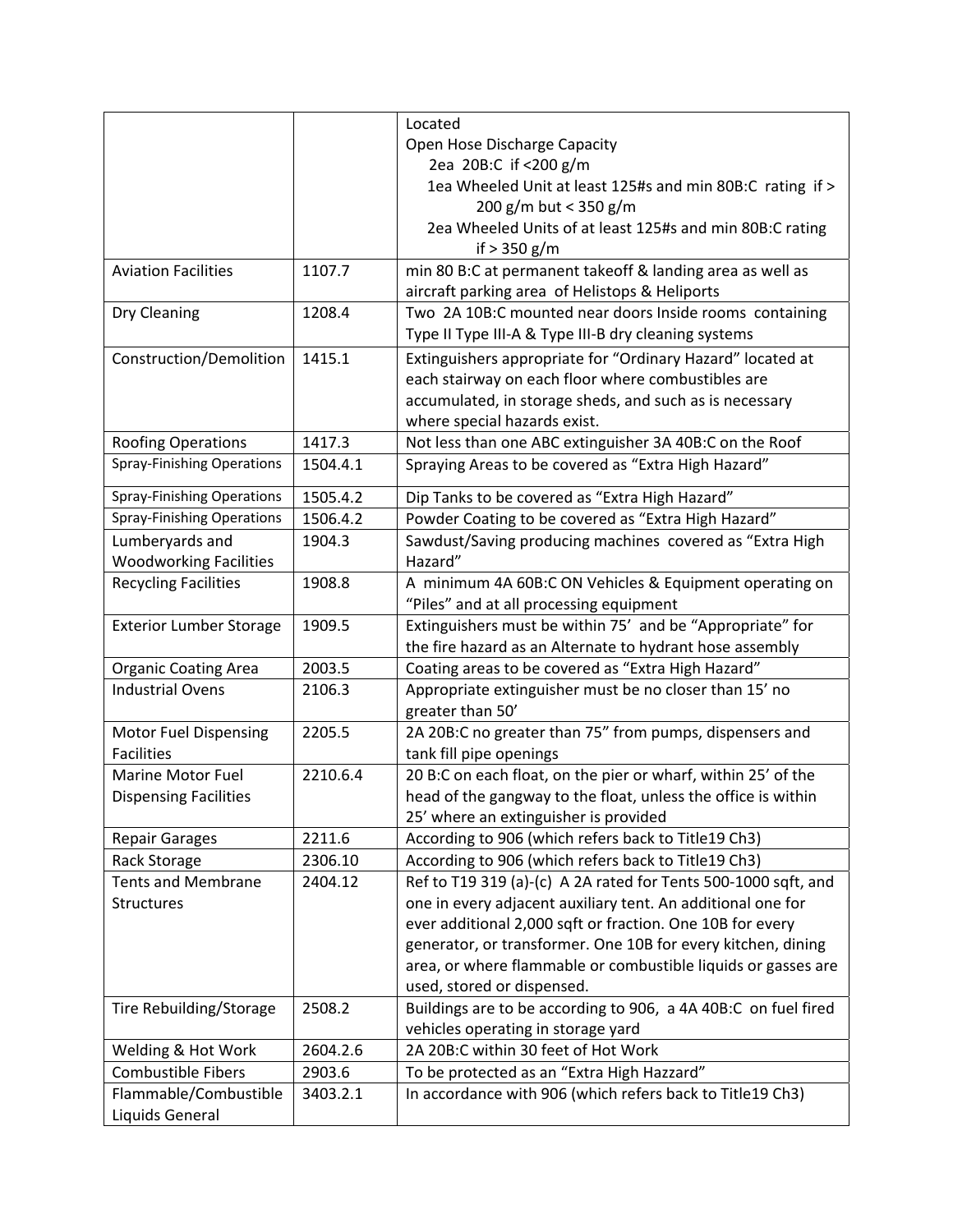| | | |
|---|---|---|
| | | Located<br>Open Hose Discharge Capacity<br>2ea 20B:C if <200 g/m<br>1ea Wheeled Unit at least 125#s and min 80B:C rating if > 200 g/m but < 350 g/m<br>2ea Wheeled Units of at least 125#s and min 80B:C rating if > 350 g/m |
| Aviation Facilities | 1107.7 | min 80 B:C at permanent takeoff & landing area as well as aircraft parking area of Helistops & Heliports |
| Dry Cleaning | 1208.4 | Two 2A 10B:C mounted near doors Inside rooms containing Type II Type III-A & Type III-B dry cleaning systems |
| Construction/Demolition | 1415.1 | Extinguishers appropriate for "Ordinary Hazard" located at each stairway on each floor where combustibles are accumulated, in storage sheds, and such as is necessary where special hazards exist. |
| Roofing Operations | 1417.3 | Not less than one ABC extinguisher 3A 40B:C on the Roof |
| Spray-Finishing Operations | 1504.4.1 | Spraying Areas to be covered as "Extra High Hazard" |
| Spray-Finishing Operations | 1505.4.2 | Dip Tanks to be covered as "Extra High Hazard" |
| Spray-Finishing Operations | 1506.4.2 | Powder Coating to be covered as "Extra High Hazard" |
| Lumberyards and Woodworking Facilities | 1904.3 | Sawdust/Saving producing machines covered as "Extra High Hazard" |
| Recycling Facilities | 1908.8 | A minimum 4A 60B:C ON Vehicles & Equipment operating on "Piles" and at all processing equipment |
| Exterior Lumber Storage | 1909.5 | Extinguishers must be within 75' and be "Appropriate" for the fire hazard as an Alternate to hydrant hose assembly |
| Organic Coating Area | 2003.5 | Coating areas to be covered as "Extra High Hazard" |
| Industrial Ovens | 2106.3 | Appropriate extinguisher must be no closer than 15' no greater than 50' |
| Motor Fuel Dispensing Facilities | 2205.5 | 2A 20B:C no greater than 75" from pumps, dispensers and tank fill pipe openings |
| Marine Motor Fuel Dispensing Facilities | 2210.6.4 | 20 B:C on each float, on the pier or wharf, within 25' of the head of the gangway to the float, unless the office is within 25' where an extinguisher is provided |
| Repair Garages | 2211.6 | According to 906 (which refers back to Title19 Ch3) |
| Rack Storage | 2306.10 | According to 906 (which refers back to Title19 Ch3) |
| Tents and Membrane Structures | 2404.12 | Ref to T19 319 (a)-(c) A 2A rated for Tents 500-1000 sqft, and one in every adjacent auxiliary tent. An additional one for ever additional 2,000 sqft or fraction. One 10B for every generator, or transformer. One 10B for every kitchen, dining area, or where flammable or combustible liquids or gasses are used, stored or dispensed. |
| Tire Rebuilding/Storage | 2508.2 | Buildings are to be according to 906, a 4A 40B:C on fuel fired vehicles operating in storage yard |
| Welding & Hot Work | 2604.2.6 | 2A 20B:C within 30 feet of Hot Work |
| Combustible Fibers | 2903.6 | To be protected as an "Extra High Hazzard" |
| Flammable/Combustible Liquids General | 3403.2.1 | In accordance with 906 (which refers back to Title19 Ch3) |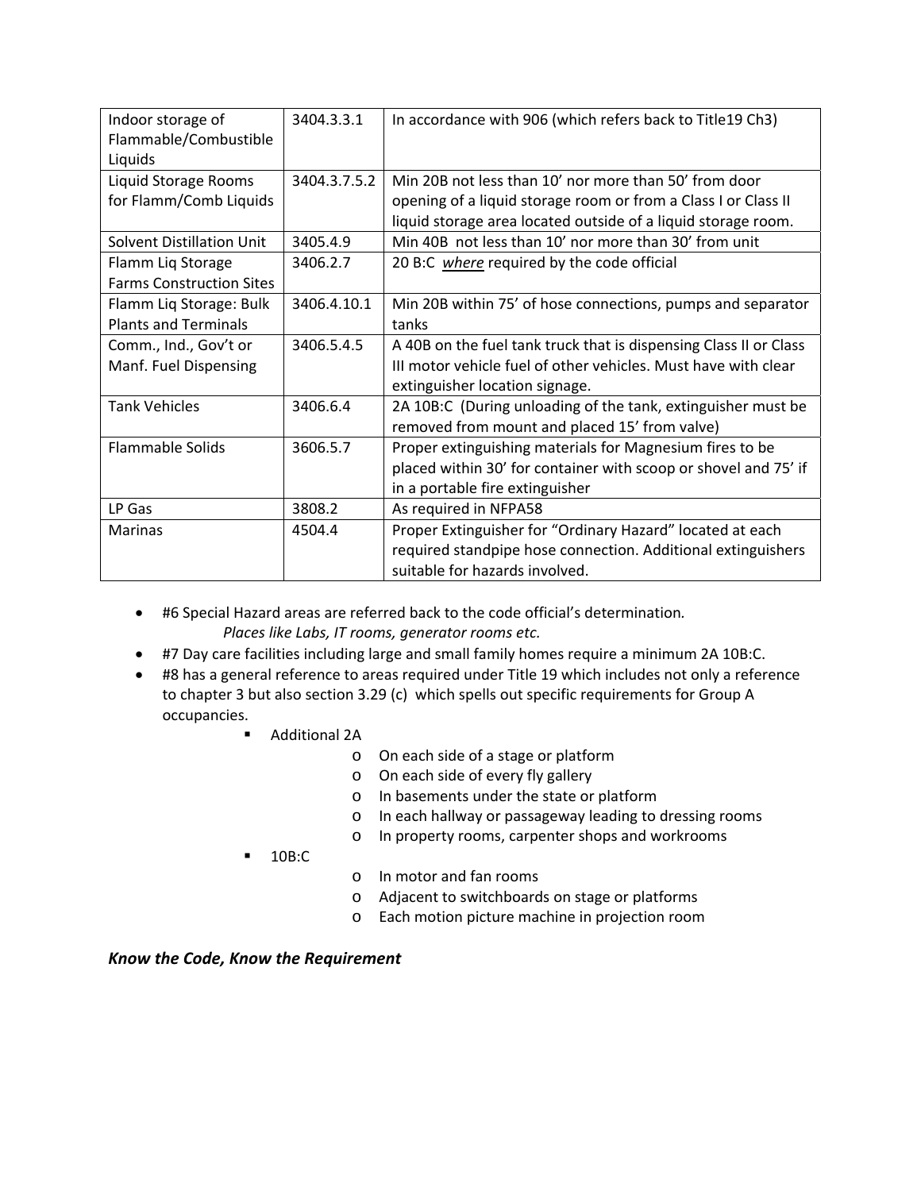| | | |
|---|---|---|
| Indoor storage of Flammable/Combustible Liquids | 3404.3.3.1 | In accordance with 906 (which refers back to Title19 Ch3) |
| Liquid Storage Rooms for Flamm/Comb Liquids | 3404.3.7.5.2 | Min 20B not less than 10' nor more than 50' from door opening of a liquid storage room or from a Class I or Class II liquid storage area located outside of a liquid storage room. |
| Solvent Distillation Unit | 3405.4.9 | Min 40B not less than 10' nor more than 30' from unit |
| Flamm Liq Storage Farms Construction Sites | 3406.2.7 | 20 B:C *where* required by the code official |
| Flamm Liq Storage: Bulk Plants and Terminals | 3406.4.10.1 | Min 20B within 75' of hose connections, pumps and separator tanks |
| Comm., Ind., Gov't or Manf. Fuel Dispensing | 3406.5.4.5 | A 40B on the fuel tank truck that is dispensing Class II or Class III motor vehicle fuel of other vehicles. Must have with clear extinguisher location signage. |
| Tank Vehicles | 3406.6.4 | 2A 10B:C (During unloading of the tank, extinguisher must be removed from mount and placed 15' from valve) |
| Flammable Solids | 3606.5.7 | Proper extinguishing materials for Magnesium fires to be placed within 30' for container with scoop or shovel and 75' if in a portable fire extinguisher |
| LP Gas | 3808.2 | As required in NFPA58 |
| Marinas | 4504.4 | Proper Extinguisher for "Ordinary Hazard" located at each required standpipe hose connection. Additional extinguishers suitable for hazards involved. |

- #6 Special Hazard areas are referred back to the code official's determination.
  *Places like Labs, IT rooms, generator rooms etc.*
- #7 Day care facilities including large and small family homes require a minimum 2A 10B:C.
- #8 has a general reference to areas required under Title 19 which includes not only a reference to chapter 3 but also section 3.29 (c) which spells out specific requirements for Group A occupancies.
  - Additional 2A
    - On each side of a stage or platform
    - On each side of every fly gallery
    - In basements under the state or platform
    - In each hallway or passageway leading to dressing rooms
    - In property rooms, carpenter shops and workrooms
  - 10B:C
    - In motor and fan rooms
    - Adjacent to switchboards on stage or platforms
    - Each motion picture machine in projection room

***Know the Code, Know the Requirement***